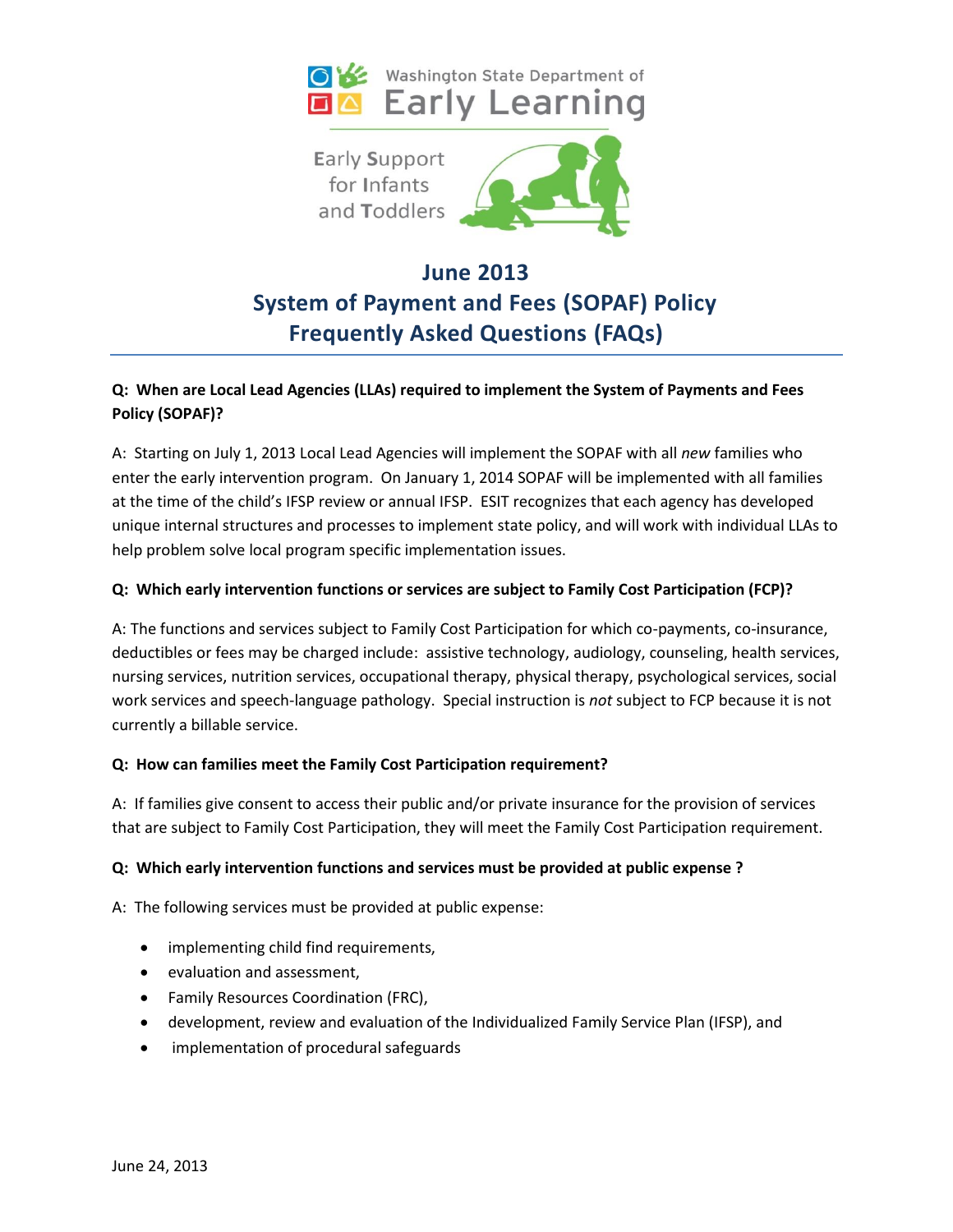Washington State Department of Early Learning

Early Support for Infants and Toddlers

# June 2013
# System of Payment and Fees (SOPAF) Policy
# Frequently Asked Questions (FAQs)

**Q: When are Local Lead Agencies (LLAs) required to implement the System of Payments and Fees Policy (SOPAF)?**

A: Starting on July 1, 2013 Local Lead Agencies will implement the SOPAF with all *new* families who enter the early intervention program. On January 1, 2014 SOPAF will be implemented with all families at the time of the child's IFSP review or annual IFSP. ESIT recognizes that each agency has developed unique internal structures and processes to implement state policy, and will work with individual LLAs to help problem solve local program specific implementation issues.

**Q: Which early intervention functions or services are subject to Family Cost Participation (FCP)?**

A: The functions and services subject to Family Cost Participation for which co-payments, co-insurance, deductibles or fees may be charged include: assistive technology, audiology, counseling, health services, nursing services, nutrition services, occupational therapy, physical therapy, psychological services, social work services and speech-language pathology. Special instruction is *not* subject to FCP because it is not currently a billable service.

**Q: How can families meet the Family Cost Participation requirement?**

A: If families give consent to access their public and/or private insurance for the provision of services that are subject to Family Cost Participation, they will meet the Family Cost Participation requirement.

**Q: Which early intervention functions and services must be provided at public expense ?**

A: The following services must be provided at public expense:

- implementing child find requirements,
- evaluation and assessment,
- Family Resources Coordination (FRC),
- development, review and evaluation of the Individualized Family Service Plan (IFSP), and
- implementation of procedural safeguards

June 24, 2013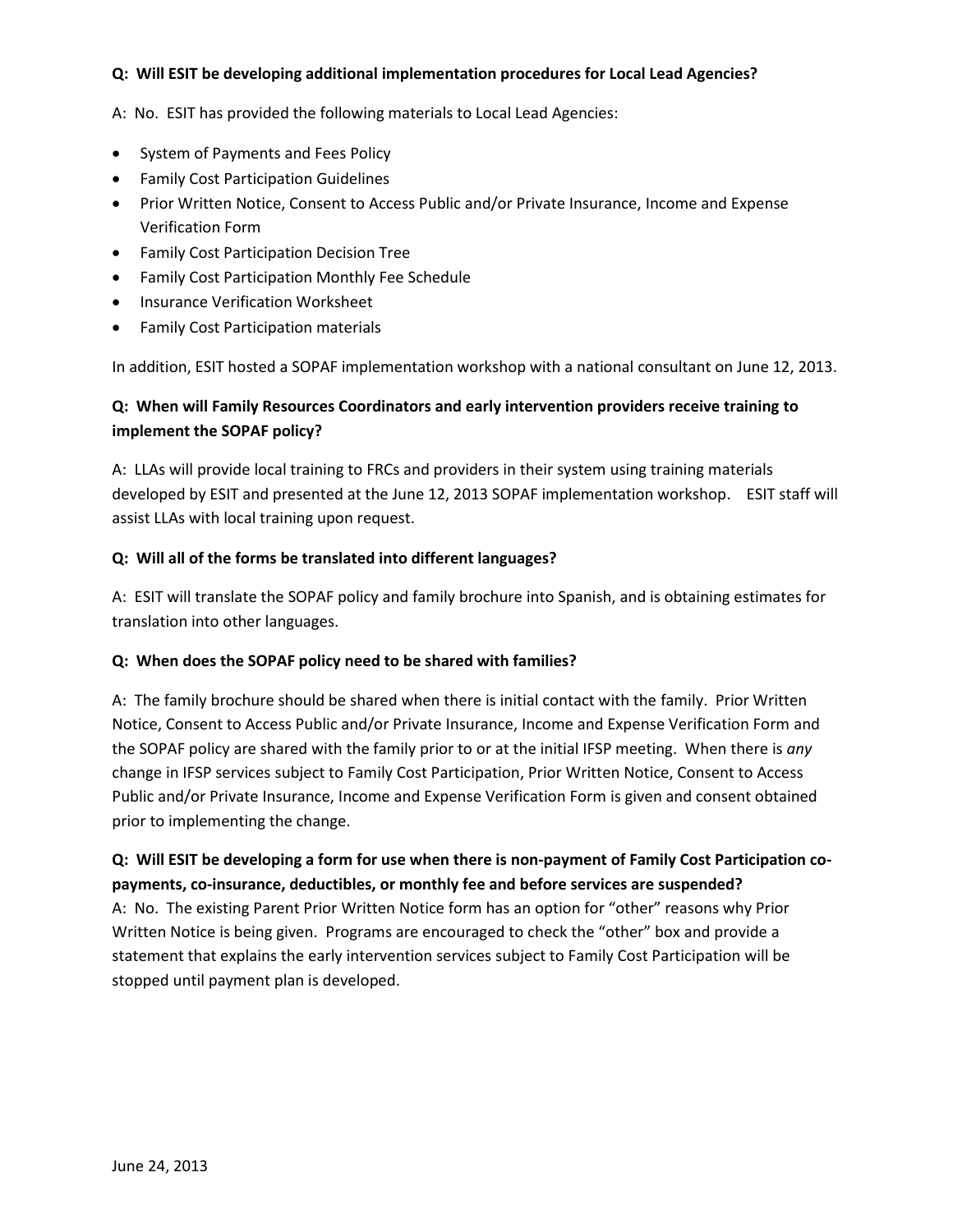**Q: Will ESIT be developing additional implementation procedures for Local Lead Agencies?**

A: No. ESIT has provided the following materials to Local Lead Agencies:

- System of Payments and Fees Policy
- Family Cost Participation Guidelines
- Prior Written Notice, Consent to Access Public and/or Private Insurance, Income and Expense Verification Form
- Family Cost Participation Decision Tree
- Family Cost Participation Monthly Fee Schedule
- Insurance Verification Worksheet
- Family Cost Participation materials

In addition, ESIT hosted a SOPAF implementation workshop with a national consultant on June 12, 2013.

**Q: When will Family Resources Coordinators and early intervention providers receive training to implement the SOPAF policy?**

A: LLAs will provide local training to FRCs and providers in their system using training materials developed by ESIT and presented at the June 12, 2013 SOPAF implementation workshop. ESIT staff will assist LLAs with local training upon request.

**Q: Will all of the forms be translated into different languages?**

A: ESIT will translate the SOPAF policy and family brochure into Spanish, and is obtaining estimates for translation into other languages.

**Q: When does the SOPAF policy need to be shared with families?**

A: The family brochure should be shared when there is initial contact with the family. Prior Written Notice, Consent to Access Public and/or Private Insurance, Income and Expense Verification Form and the SOPAF policy are shared with the family prior to or at the initial IFSP meeting. When there is *any* change in IFSP services subject to Family Cost Participation, Prior Written Notice, Consent to Access Public and/or Private Insurance, Income and Expense Verification Form is given and consent obtained prior to implementing the change.

**Q: Will ESIT be developing a form for use when there is non-payment of Family Cost Participation co-payments, co-insurance, deductibles, or monthly fee and before services are suspended?**

A: No. The existing Parent Prior Written Notice form has an option for "other" reasons why Prior Written Notice is being given. Programs are encouraged to check the "other" box and provide a statement that explains the early intervention services subject to Family Cost Participation will be stopped until payment plan is developed.

June 24, 2013